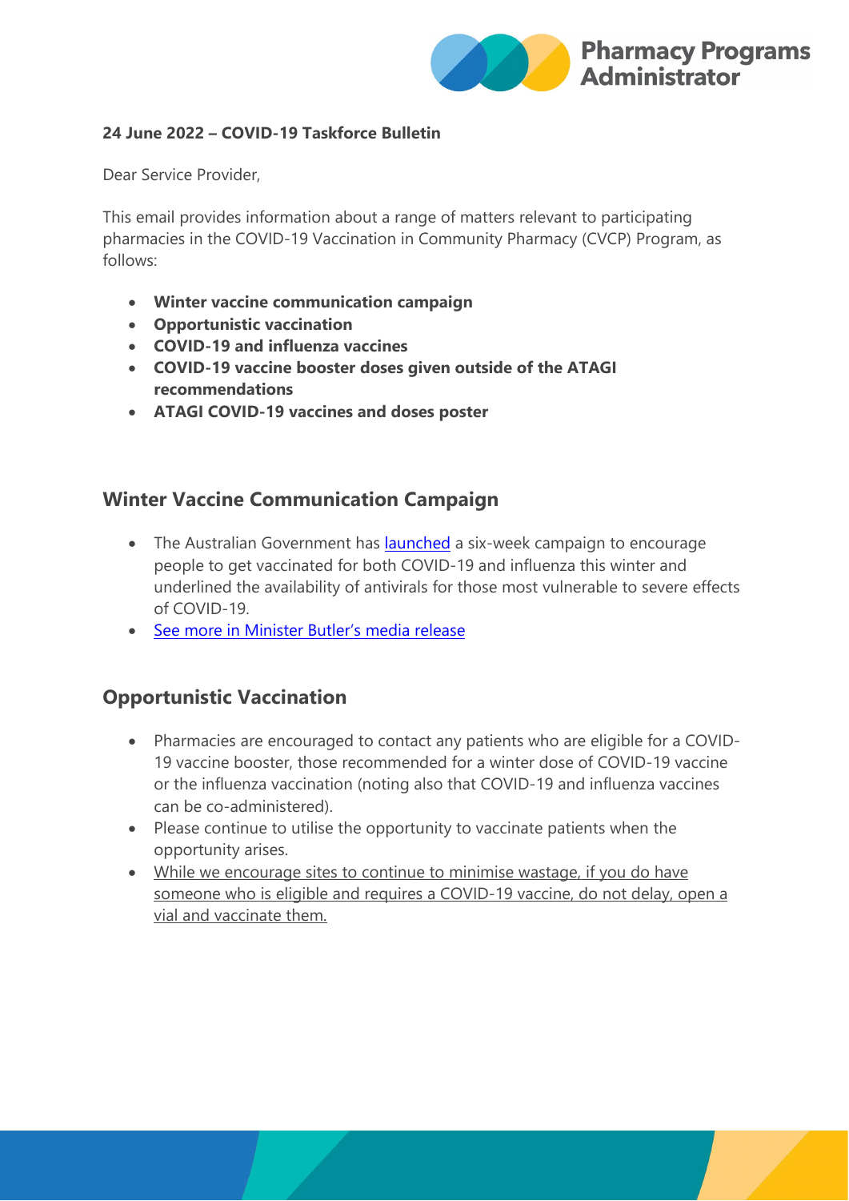**24 June 2022 – COVID-19 Taskforce Bulletin**

Dear Service Provider,

This email provides information about a range of matters relevant to participating pharmacies in the COVID-19 Vaccination in Community Pharmacy (CVCP) Program, as follows:

- **Winter vaccine communication campaign**
- **Opportunistic vaccination**
- **COVID-19 and influenza vaccines**
- **COVID-19 vaccine booster doses given outside of the ATAGI recommendations**
- **ATAGI COVID-19 vaccines and doses poster**

## Winter Vaccine Communication Campaign

- The Australian Government has launched a six-week campaign to encourage people to get vaccinated for both COVID-19 and influenza this winter and underlined the availability of antivirals for those most vulnerable to severe effects of COVID-19.
- See more in Minister Butler's media release

## Opportunistic Vaccination

- Pharmacies are encouraged to contact any patients who are eligible for a COVID-19 vaccine booster, those recommended for a winter dose of COVID-19 vaccine or the influenza vaccination (noting also that COVID-19 and influenza vaccines can be co-administered).
- Please continue to utilise the opportunity to vaccinate patients when the opportunity arises.
- While we encourage sites to continue to minimise wastage, if you do have someone who is eligible and requires a COVID-19 vaccine, do not delay, open a vial and vaccinate them.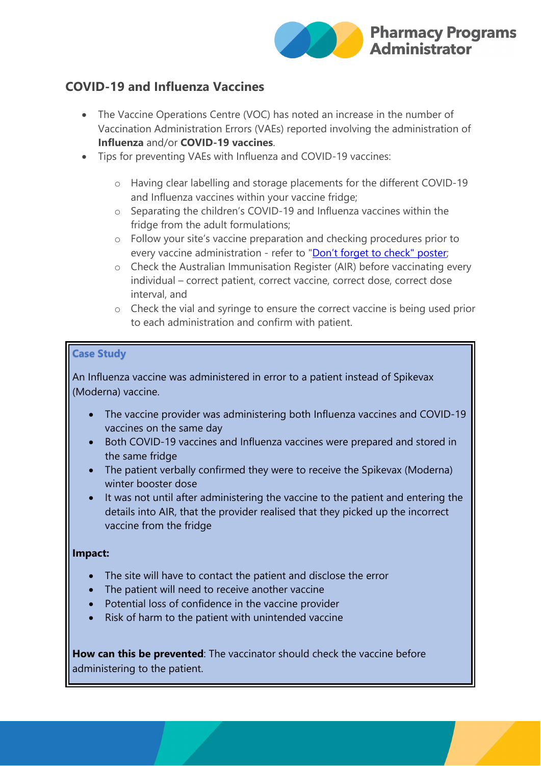## COVID-19 and Influenza Vaccines

- The Vaccine Operations Centre (VOC) has noted an increase in the number of Vaccination Administration Errors (VAEs) reported involving the administration of **Influenza** and/or **COVID-19 vaccines**.
- Tips for preventing VAEs with Influenza and COVID-19 vaccines:
  - Having clear labelling and storage placements for the different COVID-19 and Influenza vaccines within your vaccine fridge;
  - Separating the children's COVID-19 and Influenza vaccines within the fridge from the adult formulations;
  - Follow your site's vaccine preparation and checking procedures prior to every vaccine administration - refer to "Don't forget to check" poster;
  - Check the Australian Immunisation Register (AIR) before vaccinating every individual – correct patient, correct vaccine, correct dose, correct dose interval, and
  - Check the vial and syringe to ensure the correct vaccine is being used prior to each administration and confirm with patient.

### Case Study

An Influenza vaccine was administered in error to a patient instead of Spikevax (Moderna) vaccine.

- The vaccine provider was administering both Influenza vaccines and COVID-19 vaccines on the same day
- Both COVID-19 vaccines and Influenza vaccines were prepared and stored in the same fridge
- The patient verbally confirmed they were to receive the Spikevax (Moderna) winter booster dose
- It was not until after administering the vaccine to the patient and entering the details into AIR, that the provider realised that they picked up the incorrect vaccine from the fridge

**Impact:**

- The site will have to contact the patient and disclose the error
- The patient will need to receive another vaccine
- Potential loss of confidence in the vaccine provider
- Risk of harm to the patient with unintended vaccine

**How can this be prevented**: The vaccinator should check the vaccine before administering to the patient.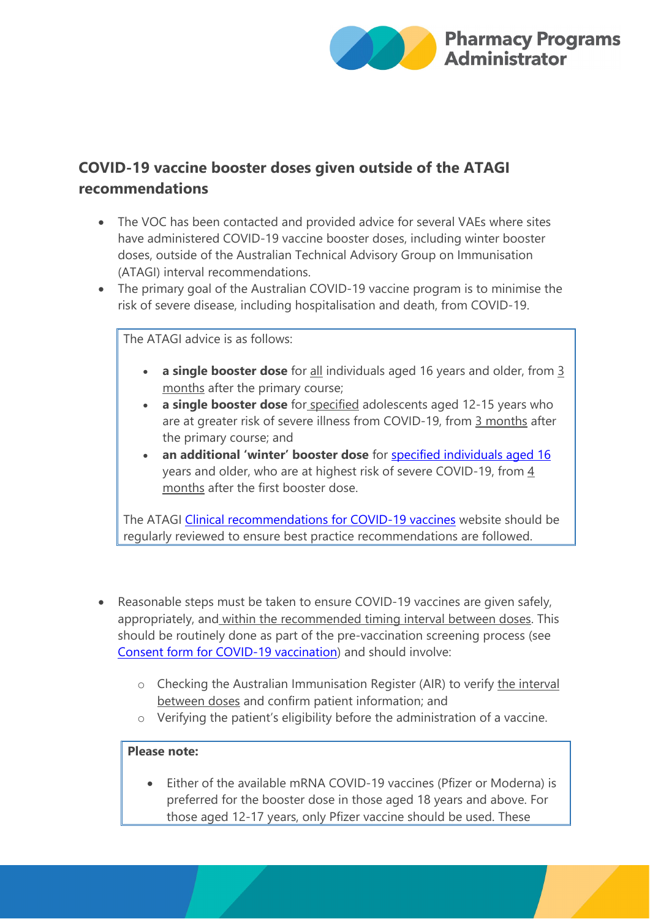## COVID-19 vaccine booster doses given outside of the ATAGI recommendations

- The VOC has been contacted and provided advice for several VAEs where sites have administered COVID-19 vaccine booster doses, including winter booster doses, outside of the Australian Technical Advisory Group on Immunisation (ATAGI) interval recommendations.
- The primary goal of the Australian COVID-19 vaccine program is to minimise the risk of severe disease, including hospitalisation and death, from COVID-19.

The ATAGI advice is as follows:

- **a single booster dose** for all individuals aged 16 years and older, from 3 months after the primary course;
- **a single booster dose** for specified adolescents aged 12-15 years who are at greater risk of severe illness from COVID-19, from 3 months after the primary course; and
- **an additional 'winter' booster dose** for specified individuals aged 16 years and older, who are at highest risk of severe COVID-19, from 4 months after the first booster dose.

The ATAGI Clinical recommendations for COVID-19 vaccines website should be regularly reviewed to ensure best practice recommendations are followed.

- Reasonable steps must be taken to ensure COVID-19 vaccines are given safely, appropriately, and within the recommended timing interval between doses. This should be routinely done as part of the pre-vaccination screening process (see Consent form for COVID-19 vaccination) and should involve:
  - Checking the Australian Immunisation Register (AIR) to verify the interval between doses and confirm patient information; and
  - Verifying the patient's eligibility before the administration of a vaccine.

**Please note:**

- Either of the available mRNA COVID-19 vaccines (Pfizer or Moderna) is preferred for the booster dose in those aged 18 years and above. For those aged 12-17 years, only Pfizer vaccine should be used. These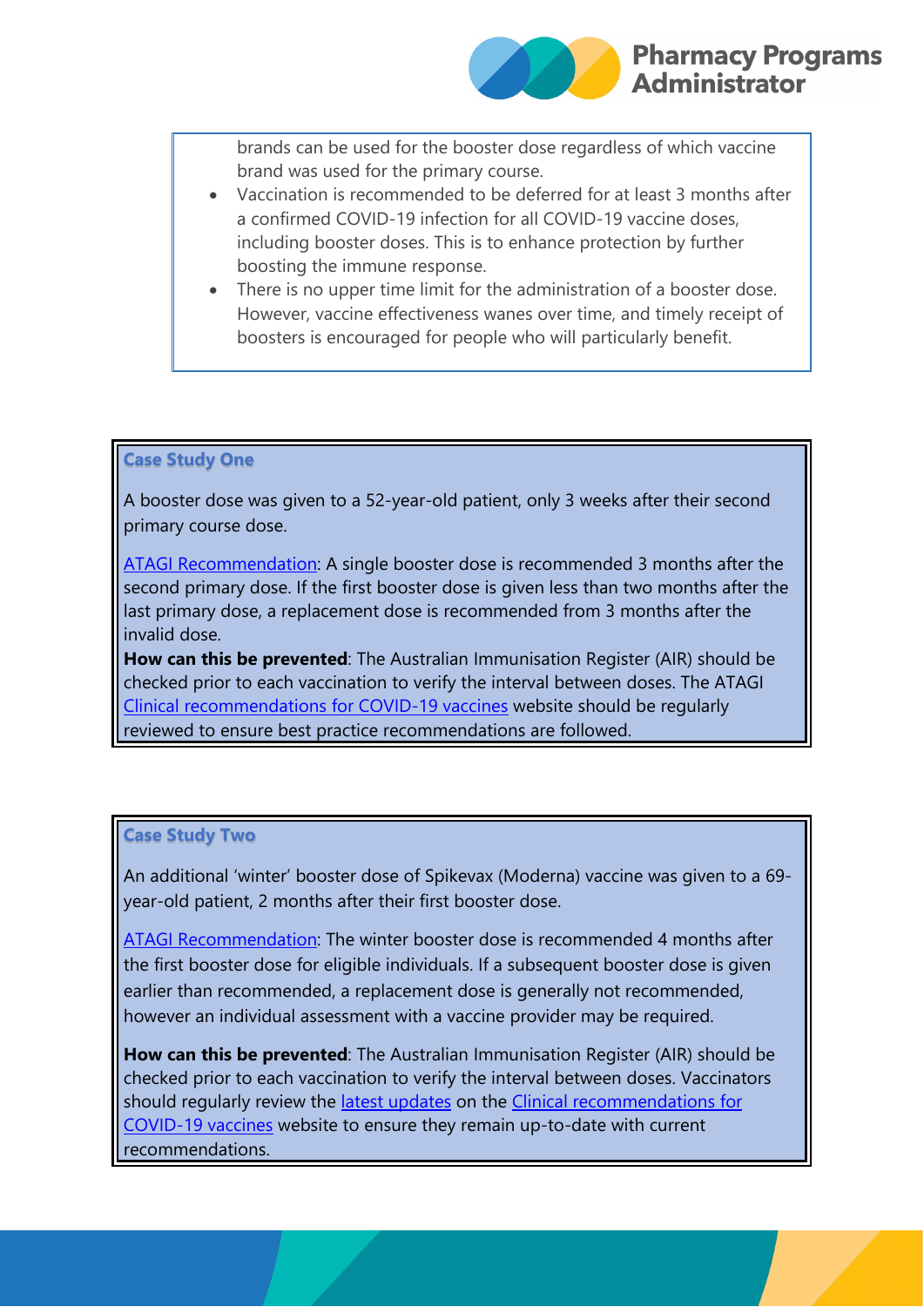brands can be used for the booster dose regardless of which vaccine brand was used for the primary course.

- Vaccination is recommended to be deferred for at least 3 months after a confirmed COVID-19 infection for all COVID-19 vaccine doses, including booster doses. This is to enhance protection by further boosting the immune response.
- There is no upper time limit for the administration of a booster dose. However, vaccine effectiveness wanes over time, and timely receipt of boosters is encouraged for people who will particularly benefit.

### Case Study One

A booster dose was given to a 52-year-old patient, only 3 weeks after their second primary course dose.

ATAGI Recommendation: A single booster dose is recommended 3 months after the second primary dose. If the first booster dose is given less than two months after the last primary dose, a replacement dose is recommended from 3 months after the invalid dose.

**How can this be prevented**: The Australian Immunisation Register (AIR) should be checked prior to each vaccination to verify the interval between doses. The ATAGI Clinical recommendations for COVID-19 vaccines website should be regularly reviewed to ensure best practice recommendations are followed.

### Case Study Two

An additional 'winter' booster dose of Spikevax (Moderna) vaccine was given to a 69-year-old patient, 2 months after their first booster dose.

ATAGI Recommendation: The winter booster dose is recommended 4 months after the first booster dose for eligible individuals. If a subsequent booster dose is given earlier than recommended, a replacement dose is generally not recommended, however an individual assessment with a vaccine provider may be required.

**How can this be prevented**: The Australian Immunisation Register (AIR) should be checked prior to each vaccination to verify the interval between doses. Vaccinators should regularly review the latest updates on the Clinical recommendations for COVID-19 vaccines website to ensure they remain up-to-date with current recommendations.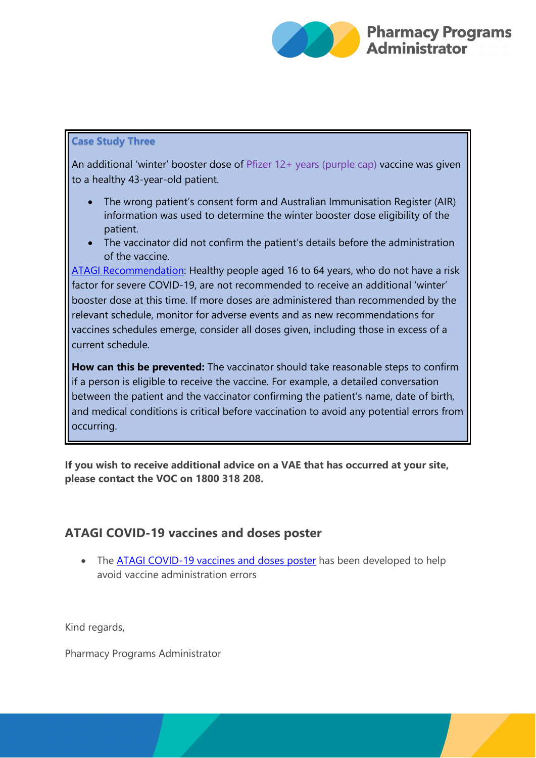### Case Study Three

An additional 'winter' booster dose of Pfizer 12+ years (purple cap) vaccine was given to a healthy 43-year-old patient.

- The wrong patient's consent form and Australian Immunisation Register (AIR) information was used to determine the winter booster dose eligibility of the patient.
- The vaccinator did not confirm the patient's details before the administration of the vaccine.

ATAGI Recommendation: Healthy people aged 16 to 64 years, who do not have a risk factor for severe COVID-19, are not recommended to receive an additional 'winter' booster dose at this time. If more doses are administered than recommended by the relevant schedule, monitor for adverse events and as new recommendations for vaccines schedules emerge, consider all doses given, including those in excess of a current schedule.

**How can this be prevented:** The vaccinator should take reasonable steps to confirm if a person is eligible to receive the vaccine. For example, a detailed conversation between the patient and the vaccinator confirming the patient's name, date of birth, and medical conditions is critical before vaccination to avoid any potential errors from occurring.

**If you wish to receive additional advice on a VAE that has occurred at your site, please contact the VOC on 1800 318 208.**

## ATAGI COVID-19 vaccines and doses poster

- The ATAGI COVID-19 vaccines and doses poster has been developed to help avoid vaccine administration errors

Kind regards,

Pharmacy Programs Administrator